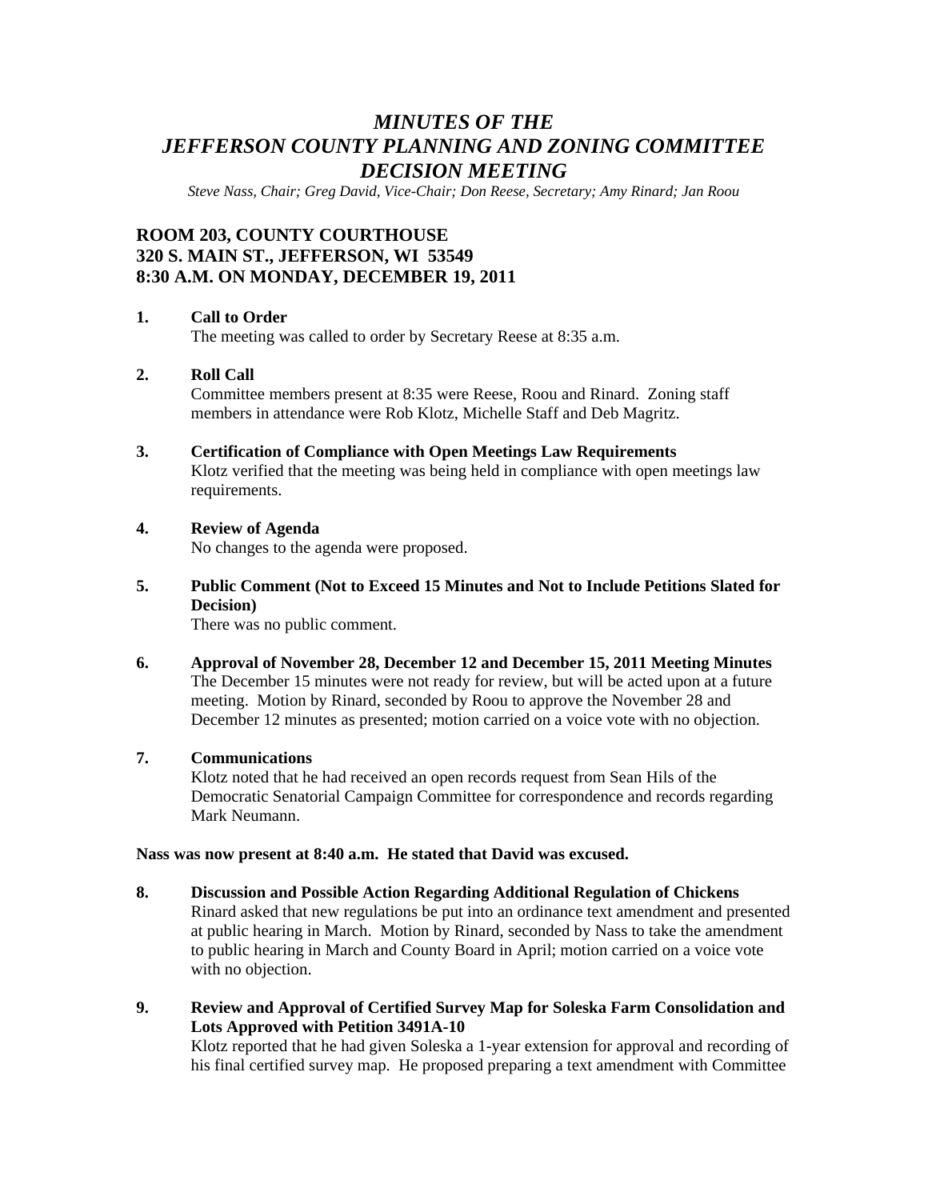# *MINUTES OF THE JEFFERSON COUNTY PLANNING AND ZONING COMMITTEE DECISION MEETING*

*Steve Nass, Chair; Greg David, Vice-Chair; Don Reese, Secretary; Amy Rinard; Jan Roou*

## ROOM 203, COUNTY COURTHOUSE
## 320 S. MAIN ST., JEFFERSON, WI 53549
## 8:30 A.M. ON MONDAY, DECEMBER 19, 2011

**1. Call to Order**

The meeting was called to order by Secretary Reese at 8:35 a.m.

**2. Roll Call**

Committee members present at 8:35 were Reese, Roou and Rinard. Zoning staff members in attendance were Rob Klotz, Michelle Staff and Deb Magritz.

**3. Certification of Compliance with Open Meetings Law Requirements**

Klotz verified that the meeting was being held in compliance with open meetings law requirements.

**4. Review of Agenda**

No changes to the agenda were proposed.

**5. Public Comment (Not to Exceed 15 Minutes and Not to Include Petitions Slated for Decision)**

There was no public comment.

**6. Approval of November 28, December 12 and December 15, 2011 Meeting Minutes**

The December 15 minutes were not ready for review, but will be acted upon at a future meeting. Motion by Rinard, seconded by Roou to approve the November 28 and December 12 minutes as presented; motion carried on a voice vote with no objection.

**7. Communications**

Klotz noted that he had received an open records request from Sean Hils of the Democratic Senatorial Campaign Committee for correspondence and records regarding Mark Neumann.

**Nass was now present at 8:40 a.m. He stated that David was excused.**

**8. Discussion and Possible Action Regarding Additional Regulation of Chickens**

Rinard asked that new regulations be put into an ordinance text amendment and presented at public hearing in March. Motion by Rinard, seconded by Nass to take the amendment to public hearing in March and County Board in April; motion carried on a voice vote with no objection.

**9. Review and Approval of Certified Survey Map for Soleska Farm Consolidation and Lots Approved with Petition 3491A-10**

Klotz reported that he had given Soleska a 1-year extension for approval and recording of his final certified survey map. He proposed preparing a text amendment with Committee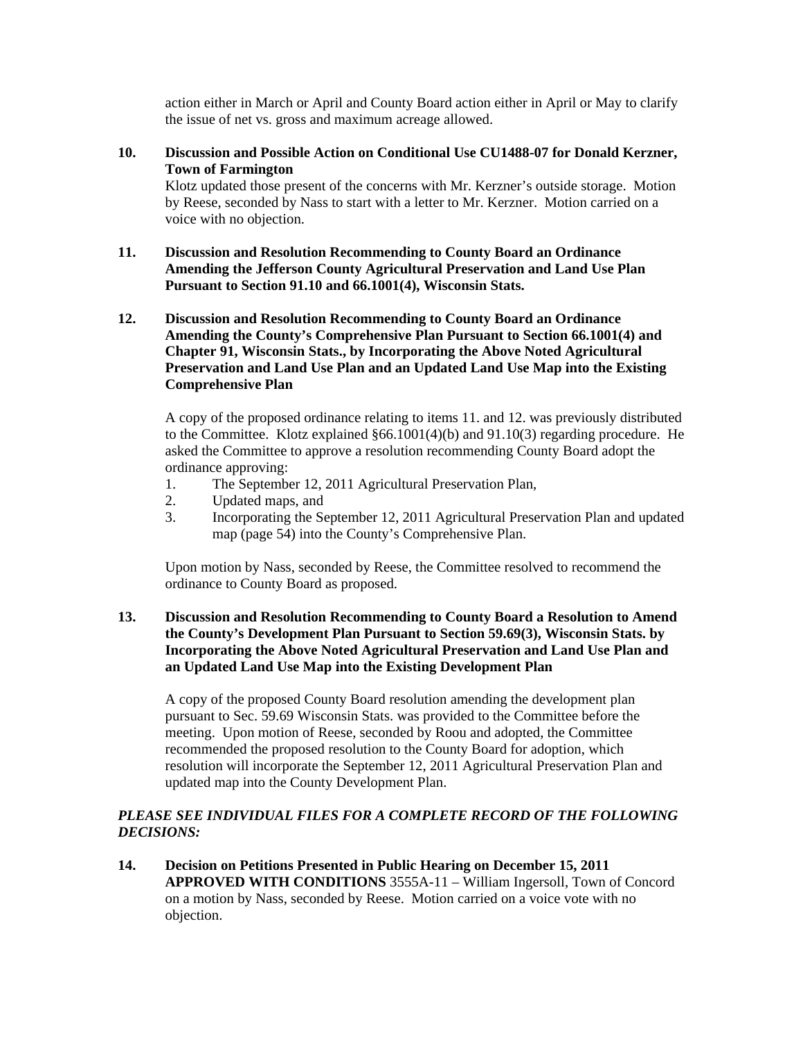action either in March or April and County Board action either in April or May to clarify the issue of net vs. gross and maximum acreage allowed.

**10. Discussion and Possible Action on Conditional Use CU1488-07 for Donald Kerzner, Town of Farmington**

Klotz updated those present of the concerns with Mr. Kerzner's outside storage. Motion by Reese, seconded by Nass to start with a letter to Mr. Kerzner. Motion carried on a voice with no objection.

**11. Discussion and Resolution Recommending to County Board an Ordinance Amending the Jefferson County Agricultural Preservation and Land Use Plan Pursuant to Section 91.10 and 66.1001(4), Wisconsin Stats.**

**12. Discussion and Resolution Recommending to County Board an Ordinance Amending the County's Comprehensive Plan Pursuant to Section 66.1001(4) and Chapter 91, Wisconsin Stats., by Incorporating the Above Noted Agricultural Preservation and Land Use Plan and an Updated Land Use Map into the Existing Comprehensive Plan**

A copy of the proposed ordinance relating to items 11. and 12. was previously distributed to the Committee. Klotz explained §66.1001(4)(b) and 91.10(3) regarding procedure. He asked the Committee to approve a resolution recommending County Board adopt the ordinance approving:

1. The September 12, 2011 Agricultural Preservation Plan,
2. Updated maps, and
3. Incorporating the September 12, 2011 Agricultural Preservation Plan and updated map (page 54) into the County's Comprehensive Plan.

Upon motion by Nass, seconded by Reese, the Committee resolved to recommend the ordinance to County Board as proposed.

**13. Discussion and Resolution Recommending to County Board a Resolution to Amend the County's Development Plan Pursuant to Section 59.69(3), Wisconsin Stats. by Incorporating the Above Noted Agricultural Preservation and Land Use Plan and an Updated Land Use Map into the Existing Development Plan**

A copy of the proposed County Board resolution amending the development plan pursuant to Sec. 59.69 Wisconsin Stats. was provided to the Committee before the meeting. Upon motion of Reese, seconded by Roou and adopted, the Committee recommended the proposed resolution to the County Board for adoption, which resolution will incorporate the September 12, 2011 Agricultural Preservation Plan and updated map into the County Development Plan.

***PLEASE SEE INDIVIDUAL FILES FOR A COMPLETE RECORD OF THE FOLLOWING DECISIONS:***

**14. Decision on Petitions Presented in Public Hearing on December 15, 2011**

**APPROVED WITH CONDITIONS** 3555A-11 – William Ingersoll, Town of Concord on a motion by Nass, seconded by Reese. Motion carried on a voice vote with no objection.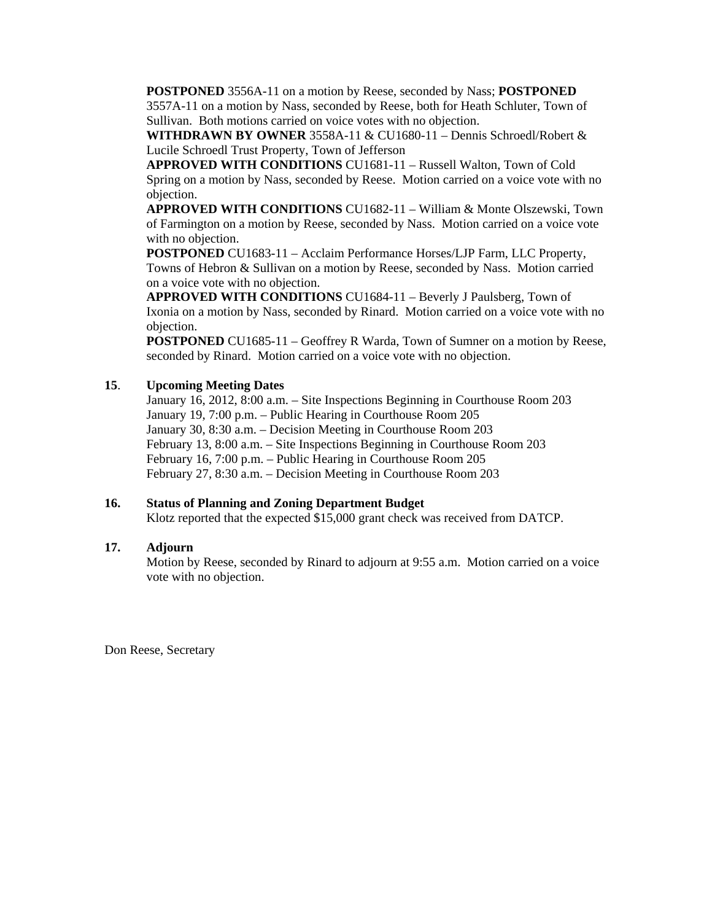**POSTPONED** 3556A-11 on a motion by Reese, seconded by Nass; **POSTPONED** 3557A-11 on a motion by Nass, seconded by Reese, both for Heath Schluter, Town of Sullivan. Both motions carried on voice votes with no objection.

**WITHDRAWN BY OWNER** 3558A-11 & CU1680-11 – Dennis Schroedl/Robert & Lucile Schroedl Trust Property, Town of Jefferson

**APPROVED WITH CONDITIONS** CU1681-11 – Russell Walton, Town of Cold Spring on a motion by Nass, seconded by Reese. Motion carried on a voice vote with no objection.

**APPROVED WITH CONDITIONS** CU1682-11 – William & Monte Olszewski, Town of Farmington on a motion by Reese, seconded by Nass. Motion carried on a voice vote with no objection.

**POSTPONED** CU1683-11 – Acclaim Performance Horses/LJP Farm, LLC Property, Towns of Hebron & Sullivan on a motion by Reese, seconded by Nass. Motion carried on a voice vote with no objection.

**APPROVED WITH CONDITIONS** CU1684-11 – Beverly J Paulsberg, Town of Ixonia on a motion by Nass, seconded by Rinard. Motion carried on a voice vote with no objection.

**POSTPONED** CU1685-11 – Geoffrey R Warda, Town of Sumner on a motion by Reese, seconded by Rinard. Motion carried on a voice vote with no objection.

**15**. **Upcoming Meeting Dates**

January 16, 2012, 8:00 a.m. – Site Inspections Beginning in Courthouse Room 203
January 19, 7:00 p.m. – Public Hearing in Courthouse Room 205
January 30, 8:30 a.m. – Decision Meeting in Courthouse Room 203
February 13, 8:00 a.m. – Site Inspections Beginning in Courthouse Room 203
February 16, 7:00 p.m. – Public Hearing in Courthouse Room 205
February 27, 8:30 a.m. – Decision Meeting in Courthouse Room 203

**16. Status of Planning and Zoning Department Budget**

Klotz reported that the expected $15,000 grant check was received from DATCP.

**17. Adjourn**

Motion by Reese, seconded by Rinard to adjourn at 9:55 a.m. Motion carried on a voice vote with no objection.

Don Reese, Secretary